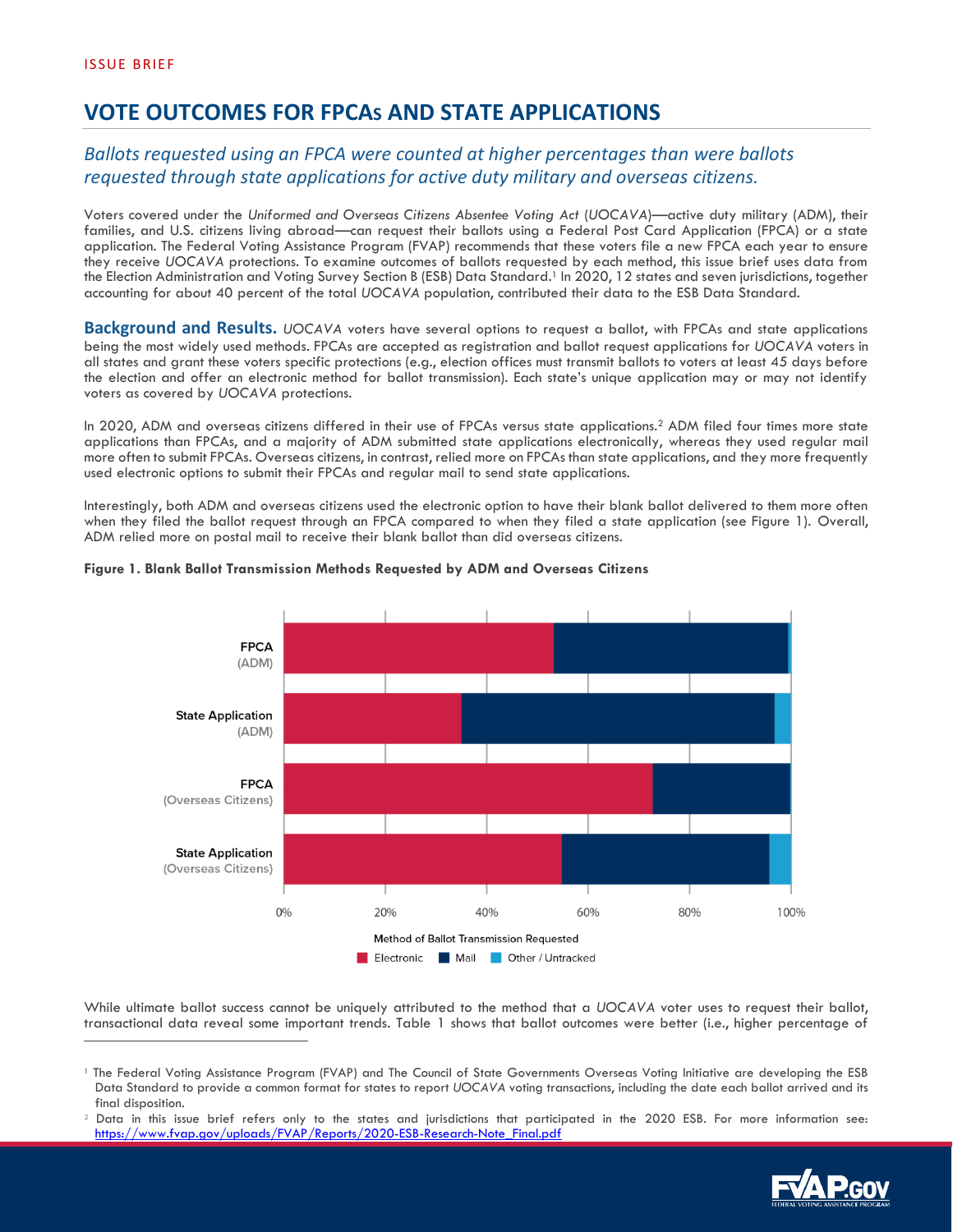ISSUE BRIEF

# VOTE OUTCOMES FOR FPCAs AND STATE APPLICATIONS

## *Ballots requested using an FPCA were counted at higher percentages than were ballots requested through state applications for active duty military and overseas citizens.*

Voters covered under the *Uniformed and Overseas Citizens Absentee Voting Act* (*UOCAVA*)—active duty military (ADM), their families, and U.S. citizens living abroad—can request their ballots using a Federal Post Card Application (FPCA) or a state application. The Federal Voting Assistance Program (FVAP) recommends that these voters file a new FPCA each year to ensure they receive *UOCAVA* protections. To examine outcomes of ballots requested by each method, this issue brief uses data from the Election Administration and Voting Survey Section B (ESB) Data Standard.[1] In 2020, 12 states and seven jurisdictions, together accounting for about 40 percent of the total *UOCAVA* population, contributed their data to the ESB Data Standard.

**Background and Results.** *UOCAVA* voters have several options to request a ballot, with FPCAs and state applications being the most widely used methods. FPCAs are accepted as registration and ballot request applications for *UOCAVA* voters in all states and grant these voters specific protections (e.g., election offices must transmit ballots to voters at least 45 days before the election and offer an electronic method for ballot transmission). Each state's unique application may or may not identify voters as covered by *UOCAVA* protections.

In 2020, ADM and overseas citizens differed in their use of FPCAs versus state applications.[2] ADM filed four times more state applications than FPCAs, and a majority of ADM submitted state applications electronically, whereas they used regular mail more often to submit FPCAs. Overseas citizens, in contrast, relied more on FPCAs than state applications, and they more frequently used electronic options to submit their FPCAs and regular mail to send state applications.

Interestingly, both ADM and overseas citizens used the electronic option to have their blank ballot delivered to them more often when they filed the ballot request through an FPCA compared to when they filed a state application (see Figure 1). Overall, ADM relied more on postal mail to receive their blank ballot than did overseas citizens.

**Figure 1. Blank Ballot Transmission Methods Requested by ADM and Overseas Citizens**

While ultimate ballot success cannot be uniquely attributed to the method that a *UOCAVA* voter uses to request their ballot, transactional data reveal some important trends. Table 1 shows that ballot outcomes were better (i.e., higher percentage of

---

[1] The Federal Voting Assistance Program (FVAP) and The Council of State Governments Overseas Voting Initiative are developing the ESB Data Standard to provide a common format for states to report *UOCAVA* voting transactions, including the date each ballot arrived and its final disposition.

[2] Data in this issue brief refers only to the states and jurisdictions that participated in the 2020 ESB. For more information see: https://www.fvap.gov/uploads/FVAP/Reports/2020-ESB-Research-Note_Final.pdf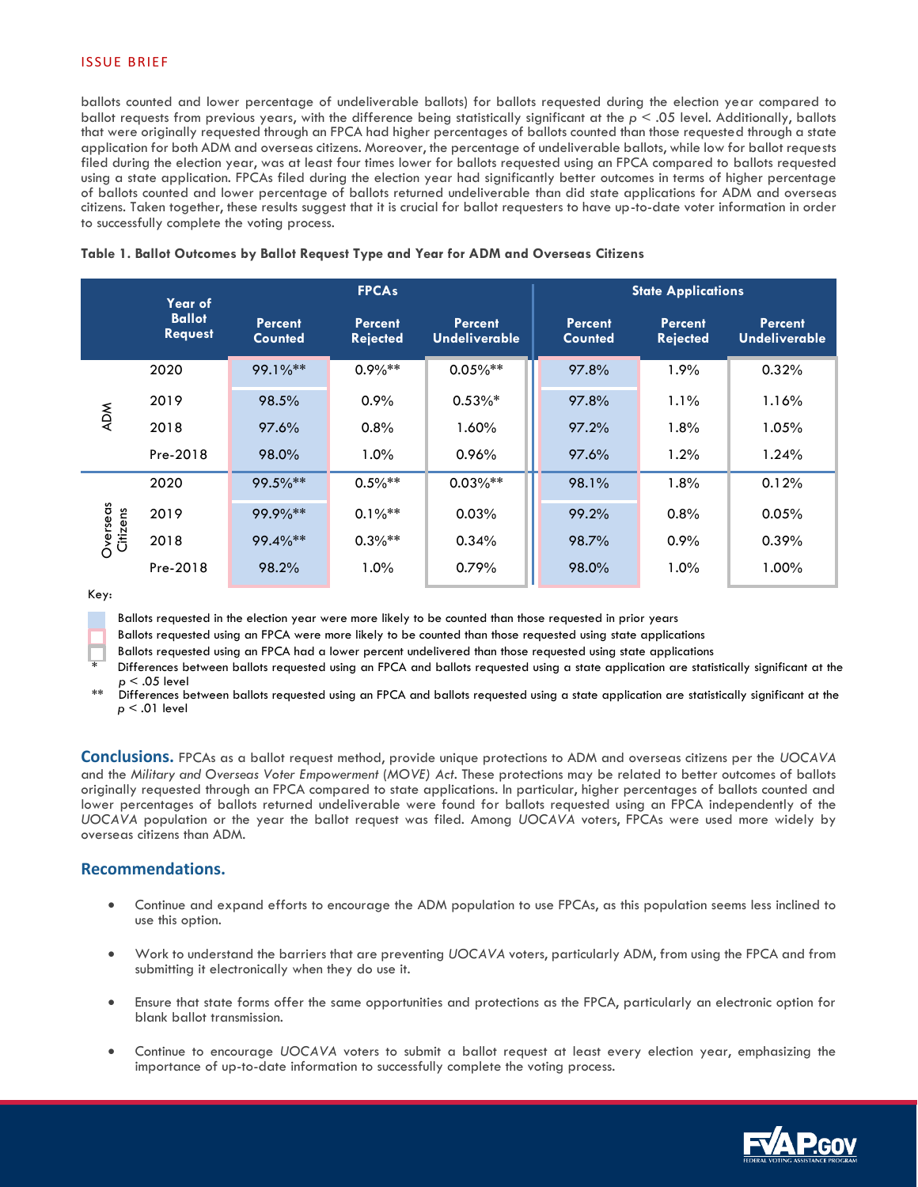ballots counted and lower percentage of undeliverable ballots) for ballots requested during the election year compared to ballot requests from previous years, with the difference being statistically significant at the $p < .05$ level. Additionally, ballots that were originally requested through an FPCA had higher percentages of ballots counted than those requested through a state application for both ADM and overseas citizens. Moreover, the percentage of undeliverable ballots, while low for ballot requests filed during the election year, was at least four times lower for ballots requested using an FPCA compared to ballots requested using a state application. FPCAs filed during the election year had significantly better outcomes in terms of higher percentage of ballots counted and lower percentage of ballots returned undeliverable than did state applications for ADM and overseas citizens. Taken together, these results suggest that it is crucial for ballot requesters to have up-to-date voter information in order to successfully complete the voting process.

**Table 1. Ballot Outcomes by Ballot Request Type and Year for ADM and Overseas Citizens**

| | Year of Ballot Request | FPCAs | | | State Applications | | |
|---|---|---|---|---|---|---|---|
| | | Percent Counted | Percent Rejected | Percent Undeliverable | Percent Counted | Percent Rejected | Percent Undeliverable |
| ADM | 2020 | 99.1%** | 0.9%** | 0.05%** | 97.8% | 1.9% | 0.32% |
| | 2019 | 98.5% | 0.9% | 0.53%* | 97.8% | 1.1% | 1.16% |
| | 2018 | 97.6% | 0.8% | 1.60% | 97.2% | 1.8% | 1.05% |
| | Pre-2018 | 98.0% | 1.0% | 0.96% | 97.6% | 1.2% | 1.24% |
| Overseas Citizens | 2020 | 99.5%** | 0.5%** | 0.03%** | 98.1% | 1.8% | 0.12% |
| | 2019 | 99.9%** | 0.1%** | 0.03% | 99.2% | 0.8% | 0.05% |
| | 2018 | 99.4%** | 0.3%** | 0.34% | 98.7% | 0.9% | 0.39% |
| | Pre-2018 | 98.2% | 1.0% | 0.79% | 98.0% | 1.0% | 1.00% |

Key:

- Ballots requested in the election year were more likely to be counted than those requested in prior years
- Ballots requested using an FPCA were more likely to be counted than those requested using state applications
- Ballots requested using an FPCA had a lower percent undelivered than those requested using state applications

\* Differences between ballots requested using an FPCA and ballots requested using a state application are statistically significant at the $p < .05$ level

** Differences between ballots requested using an FPCA and ballots requested using a state application are statistically significant at the $p < .01$ level

**Conclusions.** FPCAs as a ballot request method, provide unique protections to ADM and overseas citizens per the *UOCAVA* and the *Military and Overseas Voter Empowerment (MOVE) Act*. These protections may be related to better outcomes of ballots originally requested through an FPCA compared to state applications. In particular, higher percentages of ballots counted and lower percentages of ballots returned undeliverable were found for ballots requested using an FPCA independently of the *UOCAVA* population or the year the ballot request was filed. Among *UOCAVA* voters, FPCAs were used more widely by overseas citizens than ADM.

## Recommendations.

- Continue and expand efforts to encourage the ADM population to use FPCAs, as this population seems less inclined to use this option.
- Work to understand the barriers that are preventing *UOCAVA* voters, particularly ADM, from using the FPCA and from submitting it electronically when they do use it.
- Ensure that state forms offer the same opportunities and protections as the FPCA, particularly an electronic option for blank ballot transmission.
- Continue to encourage *UOCAVA* voters to submit a ballot request at least every election year, emphasizing the importance of up-to-date information to successfully complete the voting process.